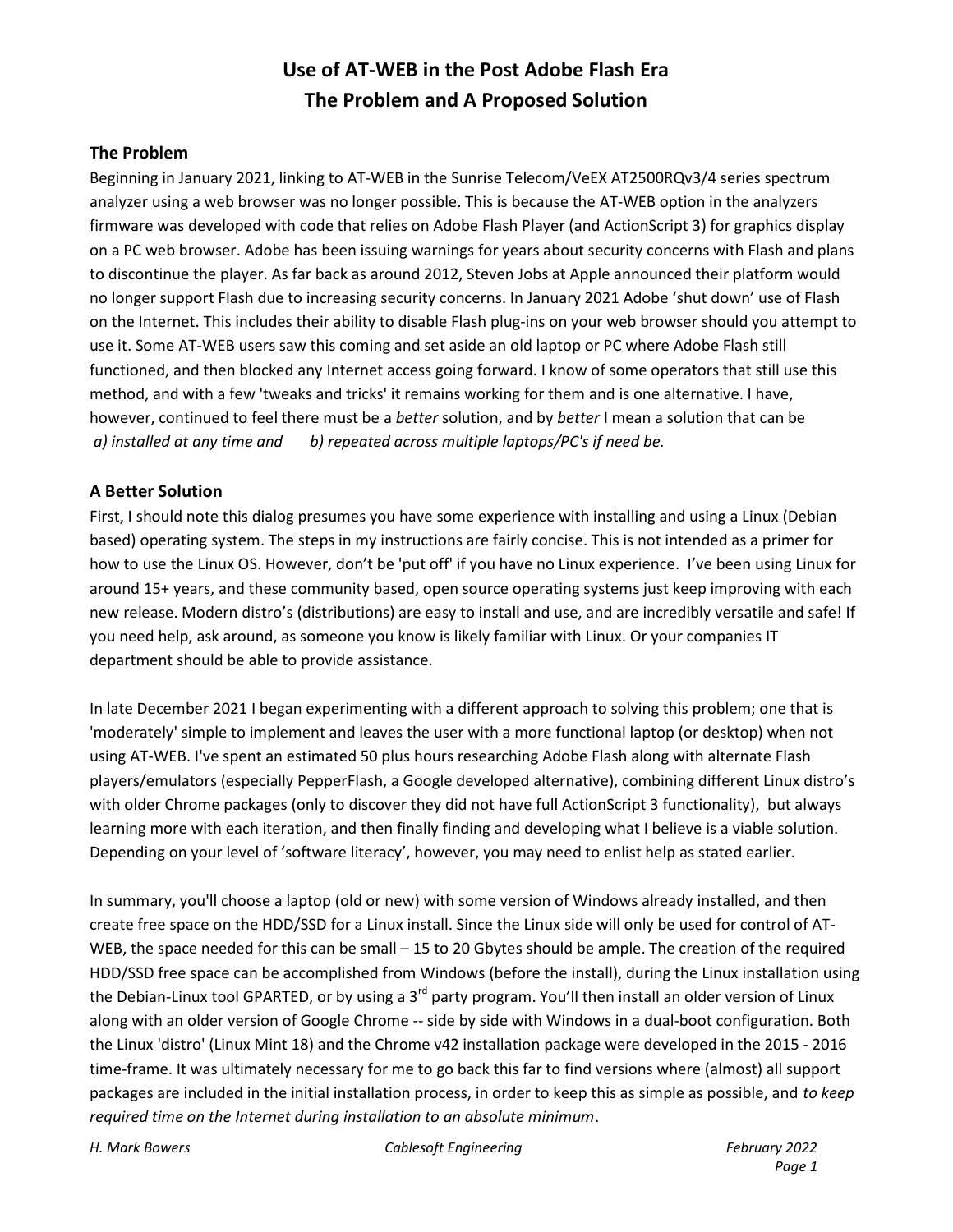# Use of AT-WEB in the Post Adobe Flash Era
# The Problem and A Proposed Solution

## The Problem

Beginning in January 2021, linking to AT-WEB in the Sunrise Telecom/VeEX AT2500RQv3/4 series spectrum analyzer using a web browser was no longer possible. This is because the AT-WEB option in the analyzers firmware was developed with code that relies on Adobe Flash Player (and ActionScript 3) for graphics display on a PC web browser. Adobe has been issuing warnings for years about security concerns with Flash and plans to discontinue the player. As far back as around 2012, Steven Jobs at Apple announced their platform would no longer support Flash due to increasing security concerns. In January 2021 Adobe 'shut down' use of Flash on the Internet. This includes their ability to disable Flash plug-ins on your web browser should you attempt to use it. Some AT-WEB users saw this coming and set aside an old laptop or PC where Adobe Flash still functioned, and then blocked any Internet access going forward. I know of some operators that still use this method, and with a few 'tweaks and tricks' it remains working for them and is one alternative. I have, however, continued to feel there must be a *better* solution, and by *better* I mean a solution that can be *a) installed at any time and b) repeated across multiple laptops/PC's if need be.*

## A Better Solution

First, I should note this dialog presumes you have some experience with installing and using a Linux (Debian based) operating system. The steps in my instructions are fairly concise. This is not intended as a primer for how to use the Linux OS. However, don't be 'put off' if you have no Linux experience. I've been using Linux for around 15+ years, and these community based, open source operating systems just keep improving with each new release. Modern distro's (distributions) are easy to install and use, and are incredibly versatile and safe! If you need help, ask around, as someone you know is likely familiar with Linux. Or your companies IT department should be able to provide assistance.

In late December 2021 I began experimenting with a different approach to solving this problem; one that is 'moderately' simple to implement and leaves the user with a more functional laptop (or desktop) when not using AT-WEB. I've spent an estimated 50 plus hours researching Adobe Flash along with alternate Flash players/emulators (especially PepperFlash, a Google developed alternative), combining different Linux distro's with older Chrome packages (only to discover they did not have full ActionScript 3 functionality), but always learning more with each iteration, and then finally finding and developing what I believe is a viable solution. Depending on your level of 'software literacy', however, you may need to enlist help as stated earlier.

In summary, you'll choose a laptop (old or new) with some version of Windows already installed, and then create free space on the HDD/SSD for a Linux install. Since the Linux side will only be used for control of AT-WEB, the space needed for this can be small – 15 to 20 Gbytes should be ample. The creation of the required HDD/SSD free space can be accomplished from Windows (before the install), during the Linux installation using the Debian-Linux tool GPARTED, or by using a 3rd party program. You'll then install an older version of Linux along with an older version of Google Chrome -- side by side with Windows in a dual-boot configuration. Both the Linux 'distro' (Linux Mint 18) and the Chrome v42 installation package were developed in the 2015 - 2016 time-frame. It was ultimately necessary for me to go back this far to find versions where (almost) all support packages are included in the initial installation process, in order to keep this as simple as possible, and *to keep required time on the Internet during installation to an absolute minimum*.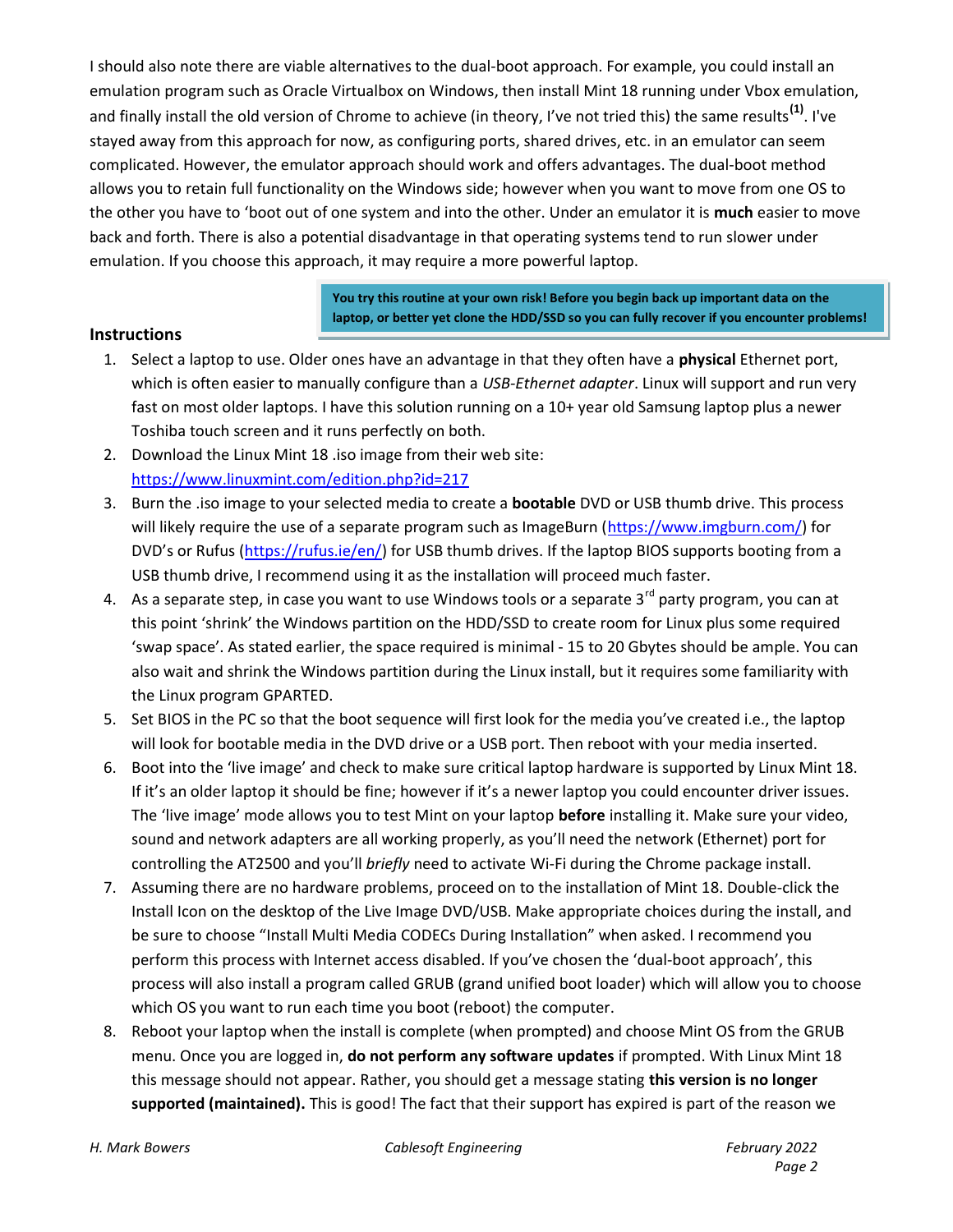I should also note there are viable alternatives to the dual-boot approach. For example, you could install an emulation program such as Oracle Virtualbox on Windows, then install Mint 18 running under Vbox emulation, and finally install the old version of Chrome to achieve (in theory, I've not tried this) the same results[(1)]. I've stayed away from this approach for now, as configuring ports, shared drives, etc. in an emulator can seem complicated. However, the emulator approach should work and offers advantages. The dual-boot method allows you to retain full functionality on the Windows side; however when you want to move from one OS to the other you have to 'boot out of one system and into the other. Under an emulator it is **much** easier to move back and forth. There is also a potential disadvantage in that operating systems tend to run slower under emulation. If you choose this approach, it may require a more powerful laptop.

**You try this routine at your own risk! Before you begin back up important data on the laptop, or better yet clone the HDD/SSD so you can fully recover if you encounter problems!**

## Instructions

1. Select a laptop to use. Older ones have an advantage in that they often have a **physical** Ethernet port, which is often easier to manually configure than a *USB-Ethernet adapter*. Linux will support and run very fast on most older laptops. I have this solution running on a 10+ year old Samsung laptop plus a newer Toshiba touch screen and it runs perfectly on both.
2. Download the Linux Mint 18 .iso image from their web site: https://www.linuxmint.com/edition.php?id=217
3. Burn the .iso image to your selected media to create a **bootable** DVD or USB thumb drive. This process will likely require the use of a separate program such as ImageBurn (https://www.imgburn.com/) for DVD's or Rufus (https://rufus.ie/en/) for USB thumb drives. If the laptop BIOS supports booting from a USB thumb drive, I recommend using it as the installation will proceed much faster.
4. As a separate step, in case you want to use Windows tools or a separate 3rd party program, you can at this point 'shrink' the Windows partition on the HDD/SSD to create room for Linux plus some required 'swap space'. As stated earlier, the space required is minimal - 15 to 20 Gbytes should be ample. You can also wait and shrink the Windows partition during the Linux install, but it requires some familiarity with the Linux program GPARTED.
5. Set BIOS in the PC so that the boot sequence will first look for the media you've created i.e., the laptop will look for bootable media in the DVD drive or a USB port. Then reboot with your media inserted.
6. Boot into the 'live image' and check to make sure critical laptop hardware is supported by Linux Mint 18. If it's an older laptop it should be fine; however if it's a newer laptop you could encounter driver issues. The 'live image' mode allows you to test Mint on your laptop **before** installing it. Make sure your video, sound and network adapters are all working properly, as you'll need the network (Ethernet) port for controlling the AT2500 and you'll *briefly* need to activate Wi-Fi during the Chrome package install.
7. Assuming there are no hardware problems, proceed on to the installation of Mint 18. Double-click the Install Icon on the desktop of the Live Image DVD/USB. Make appropriate choices during the install, and be sure to choose "Install Multi Media CODECs During Installation" when asked. I recommend you perform this process with Internet access disabled. If you've chosen the 'dual-boot approach', this process will also install a program called GRUB (grand unified boot loader) which will allow you to choose which OS you want to run each time you boot (reboot) the computer.
8. Reboot your laptop when the install is complete (when prompted) and choose Mint OS from the GRUB menu. Once you are logged in, **do not perform any software updates** if prompted. With Linux Mint 18 this message should not appear. Rather, you should get a message stating **this version is no longer supported (maintained).** This is good! The fact that their support has expired is part of the reason we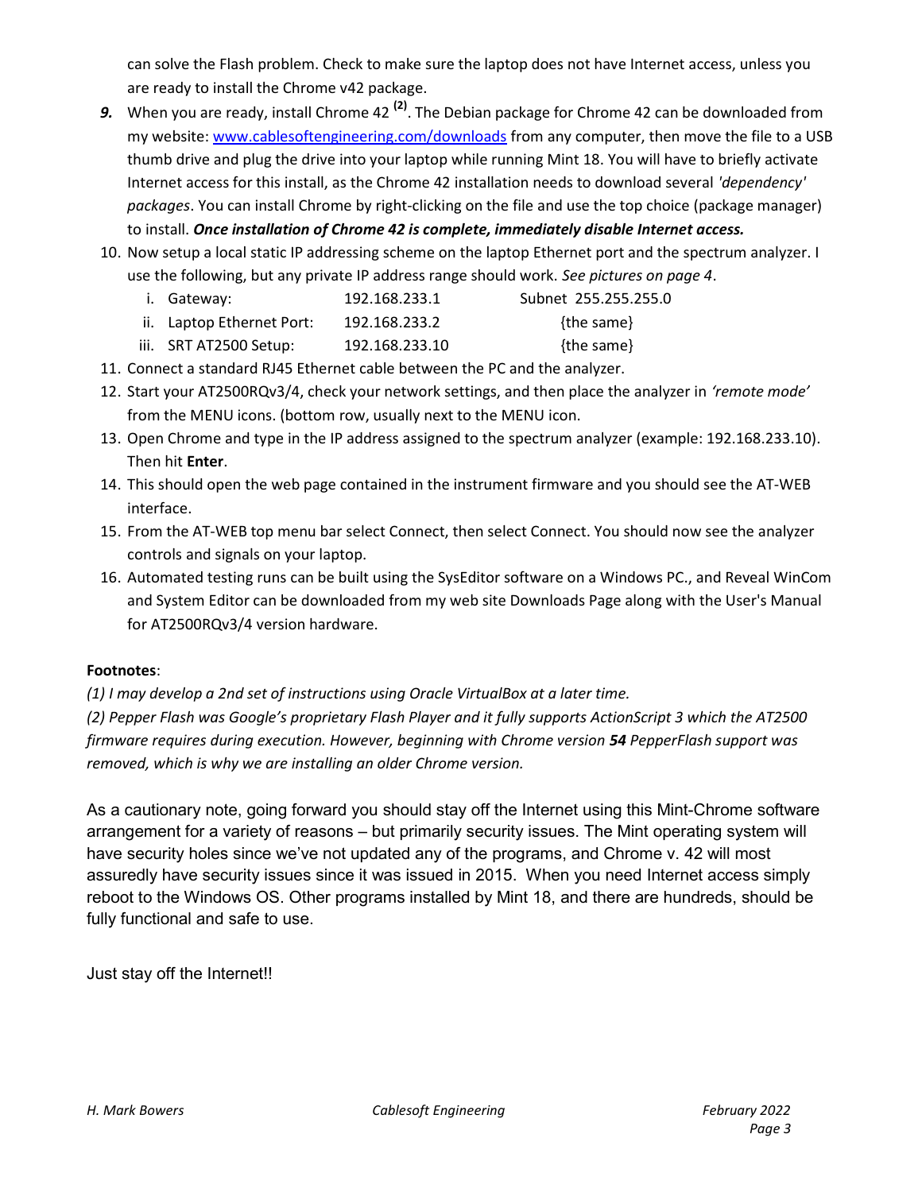can solve the Flash problem. Check to make sure the laptop does not have Internet access, unless you are ready to install the Chrome v42 package.

9. When you are ready, install Chrome 42 [(2)]. The Debian package for Chrome 42 can be downloaded from my website: [www.cablesoftengineering.com/downloads](www.cablesoftengineering.com/downloads) from any computer, then move the file to a USB thumb drive and plug the drive into your laptop while running Mint 18. You will have to briefly activate Internet access for this install, as the Chrome 42 installation needs to download several *'dependency' packages*. You can install Chrome by right-clicking on the file and use the top choice (package manager) to install. ***Once installation of Chrome 42 is complete, immediately disable Internet access.***
10. Now setup a local static IP addressing scheme on the laptop Ethernet port and the spectrum analyzer. I use the following, but any private IP address range should work. *See pictures on page 4*.
    i. Gateway: 192.168.233.1 Subnet 255.255.255.0
    ii. Laptop Ethernet Port: 192.168.233.2 {the same}
    iii. SRT AT2500 Setup: 192.168.233.10 {the same}
11. Connect a standard RJ45 Ethernet cable between the PC and the analyzer.
12. Start your AT2500RQv3/4, check your network settings, and then place the analyzer in *'remote mode'* from the MENU icons. (bottom row, usually next to the MENU icon.
13. Open Chrome and type in the IP address assigned to the spectrum analyzer (example: 192.168.233.10). Then hit **Enter**.
14. This should open the web page contained in the instrument firmware and you should see the AT-WEB interface.
15. From the AT-WEB top menu bar select Connect, then select Connect. You should now see the analyzer controls and signals on your laptop.
16. Automated testing runs can be built using the SysEditor software on a Windows PC., and Reveal WinCom and System Editor can be downloaded from my web site Downloads Page along with the User's Manual for AT2500RQv3/4 version hardware.

**Footnotes**:

*(1) I may develop a 2nd set of instructions using Oracle VirtualBox at a later time.*

*(2) Pepper Flash was Google's proprietary Flash Player and it fully supports ActionScript 3 which the AT2500 firmware requires during execution. However, beginning with Chrome version **54** PepperFlash support was removed, which is why we are installing an older Chrome version.*

As a cautionary note, going forward you should stay off the Internet using this Mint-Chrome software arrangement for a variety of reasons – but primarily security issues. The Mint operating system will have security holes since we've not updated any of the programs, and Chrome v. 42 will most assuredly have security issues since it was issued in 2015. When you need Internet access simply reboot to the Windows OS. Other programs installed by Mint 18, and there are hundreds, should be fully functional and safe to use.

Just stay off the Internet!!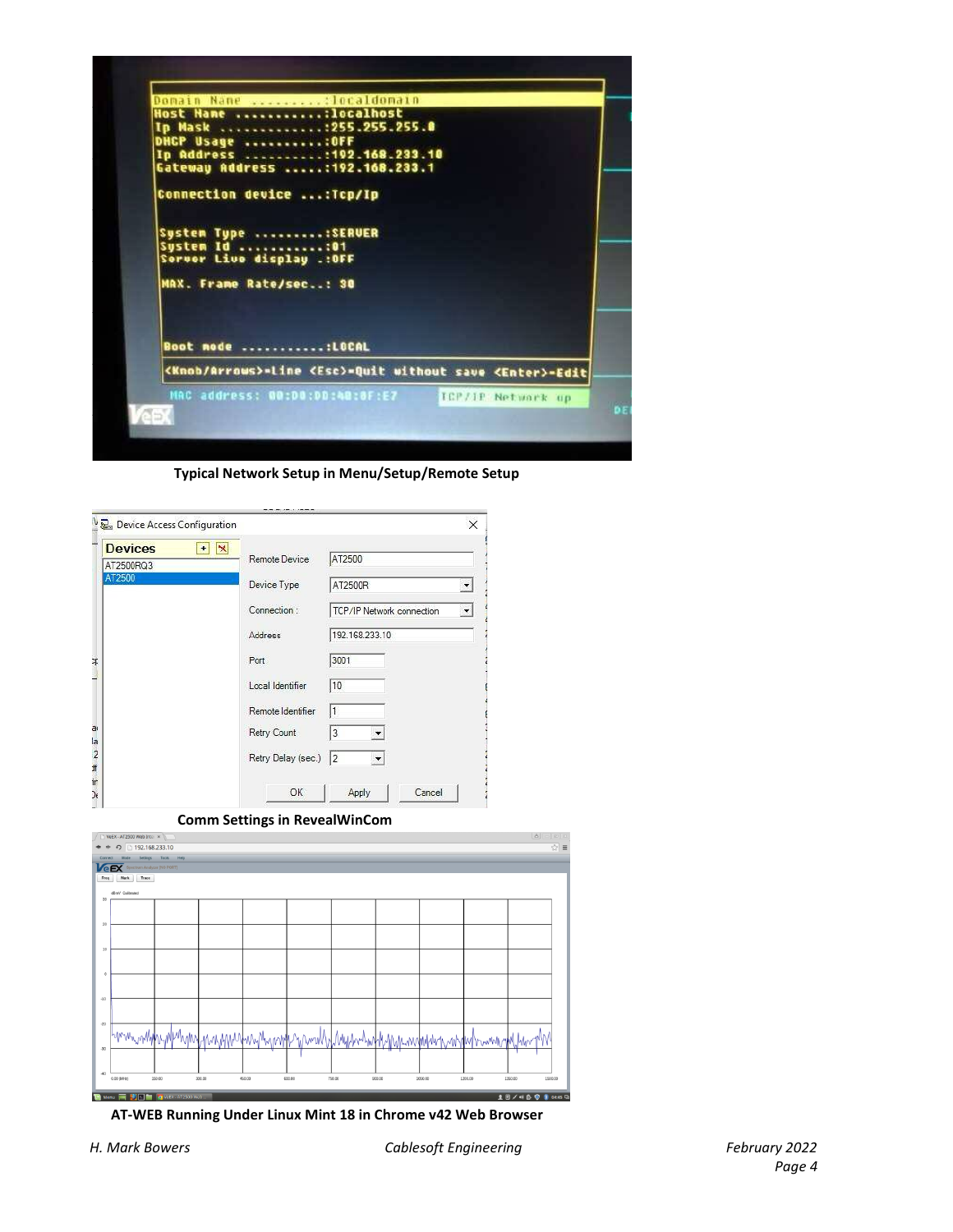Domain Name ..........:localdomain
Host Name ............:localhost
Ip Mask ..............:255.255.255.0
DHCP Usage ...........:OFF
Ip Address ...........:192.168.233.10
Gateway Address ......:192.168.233.1

Connection device ....:Tcp/Ip

System Type ..........:SERVER
System Id ............:01
Server Live display ..:OFF

MAX. Frame Rate/sec..: 30

Boot mode ............:LOCAL

<Knob/Arrows>=Line <Esc>=Quit without save <Enter>=Edit

MAC address: 00:D0:DD:40:0F:E7 TCP/IP Network up

**Typical Network Setup in Menu/Setup/Remote Setup**

Device Access Configuration

Devices

AT2500RQ3

AT2500

Remote Device: AT2500

Device Type: AT2500R

Connection: TCP/IP Network connection

Address: 192.168.233.10

Port: 3001

Local Identifier: 10

Remote Identifier: 1

Retry Count: 3

Retry Delay (sec.): 2

OK Apply Cancel

**Comm Settings in RevealWinCom**

**AT-WEB Running Under Linux Mint 18 in Chrome v42 Web Browser**